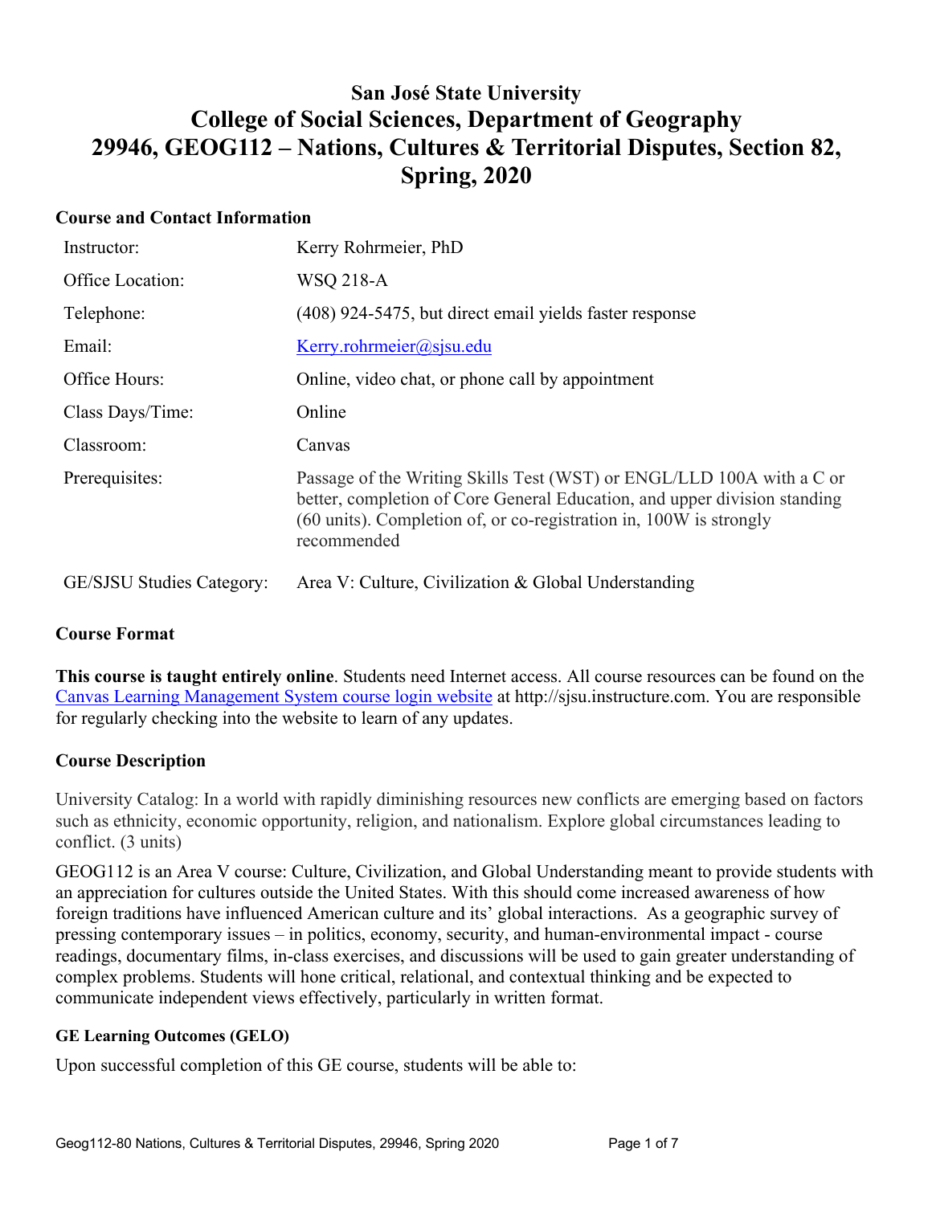# San José State University
# College of Social Sciences, Department of Geography
# 29946, GEOG112 – Nations, Cultures & Territorial Disputes, Section 82, Spring, 2020

## Course and Contact Information

| | |
|---|---|
| Instructor: | Kerry Rohrmeier, PhD |
| Office Location: | WSQ 218-A |
| Telephone: | (408) 924-5475, but direct email yields faster response |
| Email: | Kerry.rohrmeier@sjsu.edu |
| Office Hours: | Online, video chat, or phone call by appointment |
| Class Days/Time: | Online |
| Classroom: | Canvas |
| Prerequisites: | Passage of the Writing Skills Test (WST) or ENGL/LLD 100A with a C or better, completion of Core General Education, and upper division standing (60 units). Completion of, or co-registration in, 100W is strongly recommended |
| GE/SJSU Studies Category: | Area V: Culture, Civilization & Global Understanding |

## Course Format

**This course is taught entirely online**. Students need Internet access. All course resources can be found on the Canvas Learning Management System course login website at http://sjsu.instructure.com. You are responsible for regularly checking into the website to learn of any updates.

## Course Description

University Catalog: In a world with rapidly diminishing resources new conflicts are emerging based on factors such as ethnicity, economic opportunity, religion, and nationalism. Explore global circumstances leading to conflict. (3 units)

GEOG112 is an Area V course: Culture, Civilization, and Global Understanding meant to provide students with an appreciation for cultures outside the United States. With this should come increased awareness of how foreign traditions have influenced American culture and its' global interactions. As a geographic survey of pressing contemporary issues – in politics, economy, security, and human-environmental impact - course readings, documentary films, in-class exercises, and discussions will be used to gain greater understanding of complex problems. Students will hone critical, relational, and contextual thinking and be expected to communicate independent views effectively, particularly in written format.

### GE Learning Outcomes (GELO)

Upon successful completion of this GE course, students will be able to: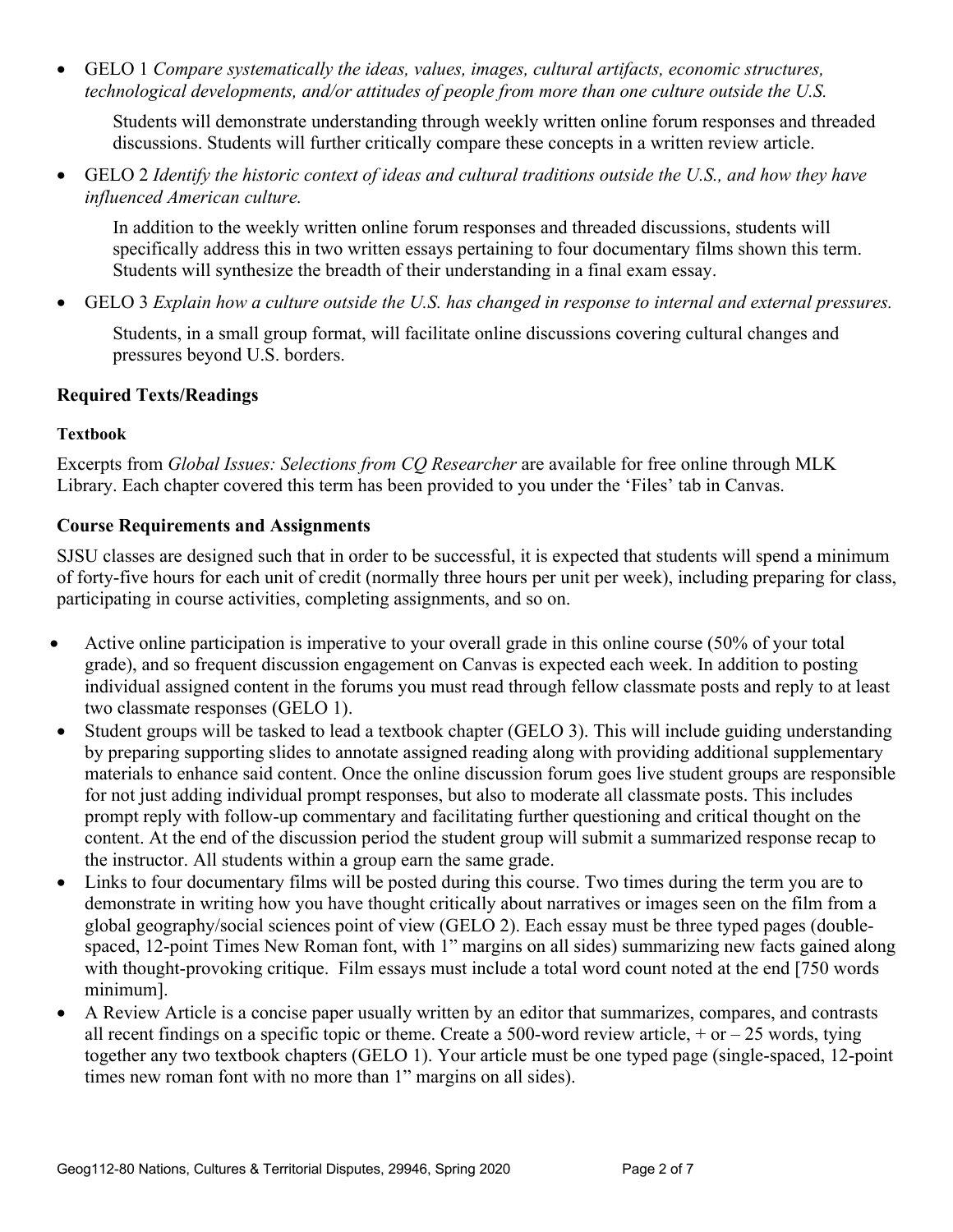- GELO 1 *Compare systematically the ideas, values, images, cultural artifacts, economic structures, technological developments, and/or attitudes of people from more than one culture outside the U.S.*

  Students will demonstrate understanding through weekly written online forum responses and threaded discussions. Students will further critically compare these concepts in a written review article.

- GELO 2 *Identify the historic context of ideas and cultural traditions outside the U.S., and how they have influenced American culture.*

  In addition to the weekly written online forum responses and threaded discussions, students will specifically address this in two written essays pertaining to four documentary films shown this term. Students will synthesize the breadth of their understanding in a final exam essay.

- GELO 3 *Explain how a culture outside the U.S. has changed in response to internal and external pressures.*

  Students, in a small group format, will facilitate online discussions covering cultural changes and pressures beyond U.S. borders.

### Required Texts/Readings

#### Textbook

Excerpts from *Global Issues: Selections from CQ Researcher* are available for free online through MLK Library. Each chapter covered this term has been provided to you under the 'Files' tab in Canvas.

### Course Requirements and Assignments

SJSU classes are designed such that in order to be successful, it is expected that students will spend a minimum of forty-five hours for each unit of credit (normally three hours per unit per week), including preparing for class, participating in course activities, completing assignments, and so on.

- Active online participation is imperative to your overall grade in this online course (50% of your total grade), and so frequent discussion engagement on Canvas is expected each week. In addition to posting individual assigned content in the forums you must read through fellow classmate posts and reply to at least two classmate responses (GELO 1).
- Student groups will be tasked to lead a textbook chapter (GELO 3). This will include guiding understanding by preparing supporting slides to annotate assigned reading along with providing additional supplementary materials to enhance said content. Once the online discussion forum goes live student groups are responsible for not just adding individual prompt responses, but also to moderate all classmate posts. This includes prompt reply with follow-up commentary and facilitating further questioning and critical thought on the content. At the end of the discussion period the student group will submit a summarized response recap to the instructor. All students within a group earn the same grade.
- Links to four documentary films will be posted during this course. Two times during the term you are to demonstrate in writing how you have thought critically about narratives or images seen on the film from a global geography/social sciences point of view (GELO 2). Each essay must be three typed pages (double-spaced, 12-point Times New Roman font, with 1" margins on all sides) summarizing new facts gained along with thought-provoking critique. Film essays must include a total word count noted at the end [750 words minimum].
- A Review Article is a concise paper usually written by an editor that summarizes, compares, and contrasts all recent findings on a specific topic or theme. Create a 500-word review article, + or – 25 words, tying together any two textbook chapters (GELO 1). Your article must be one typed page (single-spaced, 12-point times new roman font with no more than 1" margins on all sides).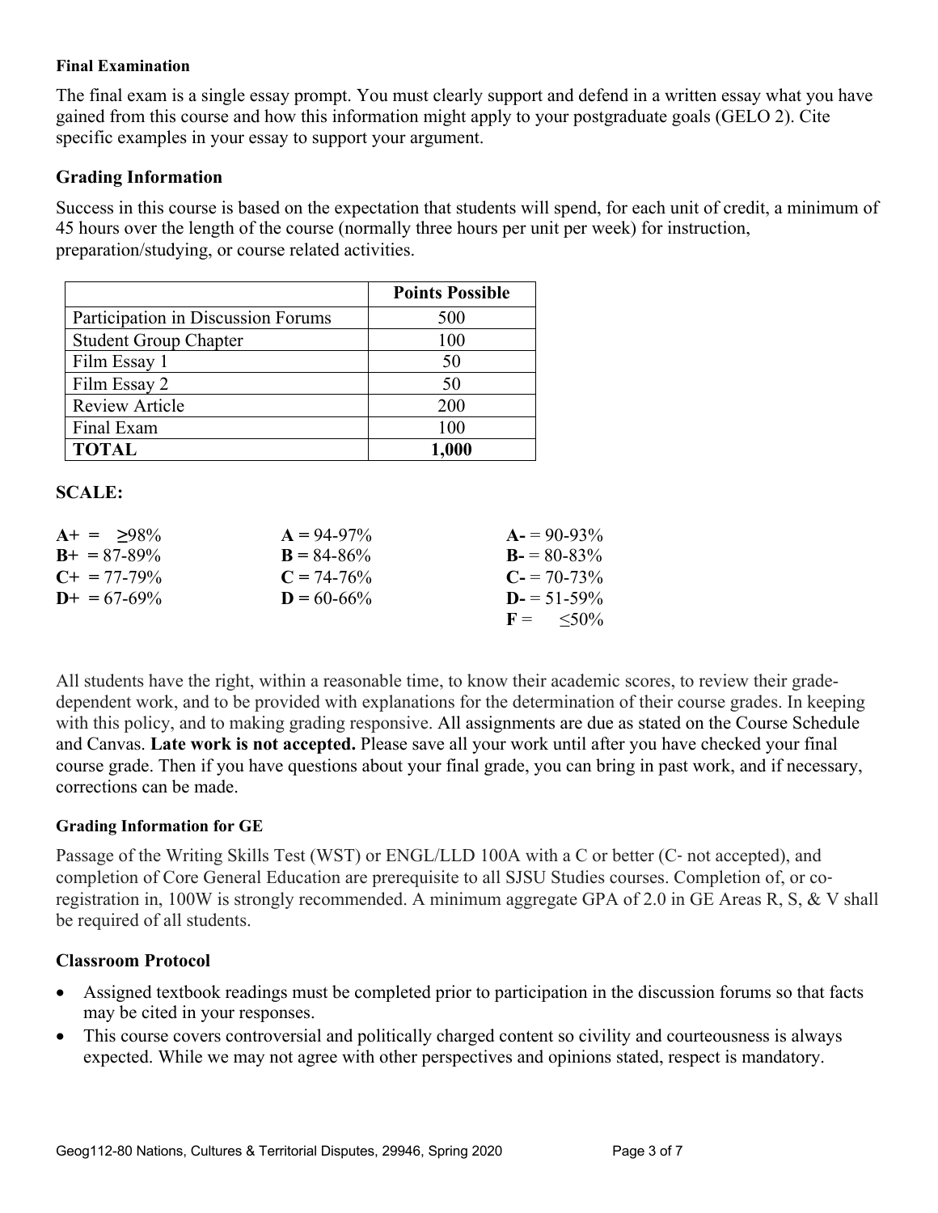#### Final Examination

The final exam is a single essay prompt. You must clearly support and defend in a written essay what you have gained from this course and how this information might apply to your postgraduate goals (GELO 2). Cite specific examples in your essay to support your argument.

### Grading Information

Success in this course is based on the expectation that students will spend, for each unit of credit, a minimum of 45 hours over the length of the course (normally three hours per unit per week) for instruction, preparation/studying, or course related activities.

| | **Points Possible** |
|---|---|
| Participation in Discussion Forums | 500 |
| Student Group Chapter | 100 |
| Film Essay 1 | 50 |
| Film Essay 2 | 50 |
| Review Article | 200 |
| Final Exam | 100 |
| **TOTAL** | **1,000** |

### SCALE:

| | | |
|---|---|---|
| **A+** = ≥98% | **A** = 94-97% | **A-** = 90-93% |
| **B+** = 87-89% | **B** = 84-86% | **B-** = 80-83% |
| **C+** = 77-79% | **C** = 74-76% | **C-** = 70-73% |
| **D+** = 67-69% | **D** = 60-66% | **D-** = 51-59% |
| | | **F** = ≤50% |

All students have the right, within a reasonable time, to know their academic scores, to review their grade-dependent work, and to be provided with explanations for the determination of their course grades. In keeping with this policy, and to making grading responsive. All assignments are due as stated on the Course Schedule and Canvas. **Late work is not accepted.** Please save all your work until after you have checked your final course grade. Then if you have questions about your final grade, you can bring in past work, and if necessary, corrections can be made.

#### Grading Information for GE

Passage of the Writing Skills Test (WST) or ENGL/LLD 100A with a C or better (C- not accepted), and completion of Core General Education are prerequisite to all SJSU Studies courses. Completion of, or co-registration in, 100W is strongly recommended. A minimum aggregate GPA of 2.0 in GE Areas R, S, & V shall be required of all students.

### Classroom Protocol

- Assigned textbook readings must be completed prior to participation in the discussion forums so that facts may be cited in your responses.
- This course covers controversial and politically charged content so civility and courteousness is always expected. While we may not agree with other perspectives and opinions stated, respect is mandatory.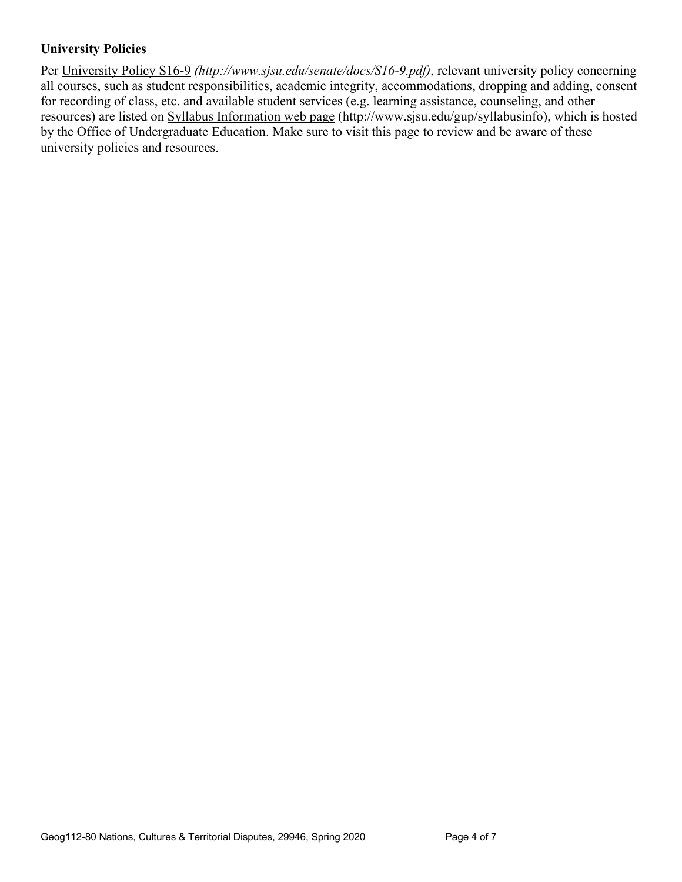**University Policies**

Per University Policy S16-9 *(http://www.sjsu.edu/senate/docs/S16-9.pdf)*, relevant university policy concerning all courses, such as student responsibilities, academic integrity, accommodations, dropping and adding, consent for recording of class, etc. and available student services (e.g. learning assistance, counseling, and other resources) are listed on Syllabus Information web page (http://www.sjsu.edu/gup/syllabusinfo), which is hosted by the Office of Undergraduate Education. Make sure to visit this page to review and be aware of these university policies and resources.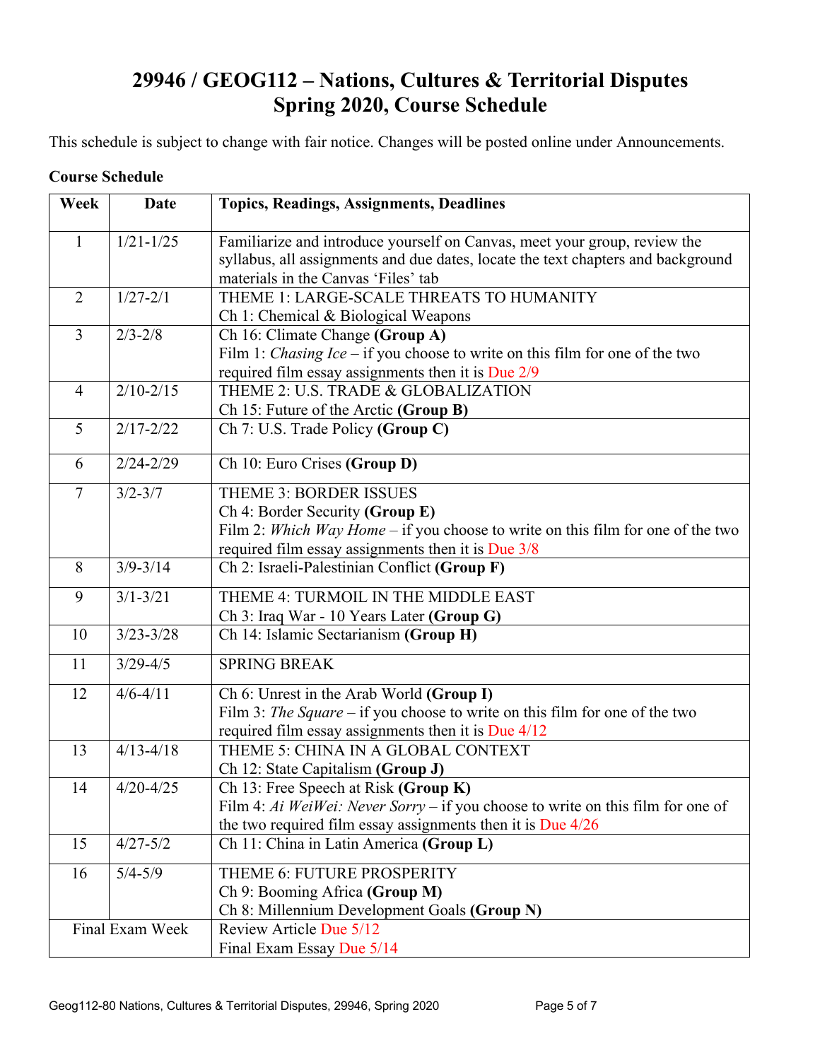# 29946 / GEOG112 – Nations, Cultures & Territorial Disputes
# Spring 2020, Course Schedule

This schedule is subject to change with fair notice. Changes will be posted online under Announcements.

**Course Schedule**

| Week | Date | Topics, Readings, Assignments, Deadlines |
|---|---|---|
| 1 | 1/21-1/25 | Familiarize and introduce yourself on Canvas, meet your group, review the syllabus, all assignments and due dates, locate the text chapters and background materials in the Canvas 'Files' tab |
| 2 | 1/27-2/1 | THEME 1: LARGE-SCALE THREATS TO HUMANITY<br>Ch 1: Chemical & Biological Weapons |
| 3 | 2/3-2/8 | Ch 16: Climate Change **(Group A)**<br>Film 1: *Chasing Ice* – if you choose to write on this film for one of the two required film essay assignments then it is Due 2/9 |
| 4 | 2/10-2/15 | THEME 2: U.S. TRADE & GLOBALIZATION<br>Ch 15: Future of the Arctic **(Group B)** |
| 5 | 2/17-2/22 | Ch 7: U.S. Trade Policy **(Group C)** |
| 6 | 2/24-2/29 | Ch 10: Euro Crises **(Group D)** |
| 7 | 3/2-3/7 | THEME 3: BORDER ISSUES<br>Ch 4: Border Security **(Group E)**<br>Film 2: *Which Way Home* – if you choose to write on this film for one of the two required film essay assignments then it is Due 3/8 |
| 8 | 3/9-3/14 | Ch 2: Israeli-Palestinian Conflict **(Group F)** |
| 9 | 3/1-3/21 | THEME 4: TURMOIL IN THE MIDDLE EAST<br>Ch 3: Iraq War - 10 Years Later **(Group G)** |
| 10 | 3/23-3/28 | Ch 14: Islamic Sectarianism **(Group H)** |
| 11 | 3/29-4/5 | SPRING BREAK |
| 12 | 4/6-4/11 | Ch 6: Unrest in the Arab World **(Group I)**<br>Film 3: *The Square* – if you choose to write on this film for one of the two required film essay assignments then it is Due 4/12 |
| 13 | 4/13-4/18 | THEME 5: CHINA IN A GLOBAL CONTEXT<br>Ch 12: State Capitalism **(Group J)** |
| 14 | 4/20-4/25 | Ch 13: Free Speech at Risk **(Group K)**<br>Film 4: *Ai WeiWei: Never Sorry* – if you choose to write on this film for one of the two required film essay assignments then it is Due 4/26 |
| 15 | 4/27-5/2 | Ch 11: China in Latin America **(Group L)** |
| 16 | 5/4-5/9 | THEME 6: FUTURE PROSPERITY<br>Ch 9: Booming Africa **(Group M)**<br>Ch 8: Millennium Development Goals **(Group N)** |
| Final Exam Week | | Review Article Due 5/12<br>Final Exam Essay Due 5/14 |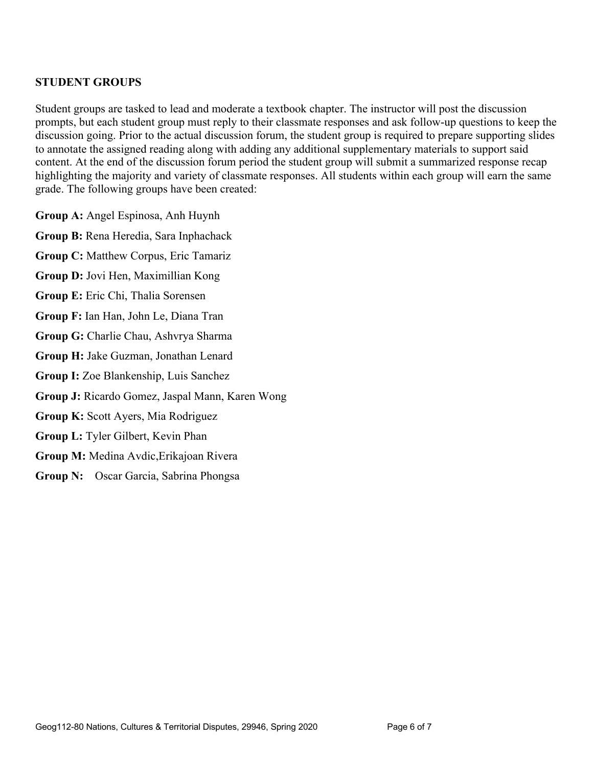**STUDENT GROUPS**

Student groups are tasked to lead and moderate a textbook chapter. The instructor will post the discussion prompts, but each student group must reply to their classmate responses and ask follow-up questions to keep the discussion going. Prior to the actual discussion forum, the student group is required to prepare supporting slides to annotate the assigned reading along with adding any additional supplementary materials to support said content. At the end of the discussion forum period the student group will submit a summarized response recap highlighting the majority and variety of classmate responses. All students within each group will earn the same grade. The following groups have been created:

**Group A:** Angel Espinosa, Anh Huynh

**Group B:** Rena Heredia, Sara Inphachack

**Group C:** Matthew Corpus, Eric Tamariz

**Group D:** Jovi Hen, Maximillian Kong

**Group E:** Eric Chi, Thalia Sorensen

**Group F:** Ian Han, John Le, Diana Tran

**Group G:** Charlie Chau, Ashvrya Sharma

**Group H:** Jake Guzman, Jonathan Lenard

**Group I:** Zoe Blankenship, Luis Sanchez

**Group J:** Ricardo Gomez, Jaspal Mann, Karen Wong

**Group K:** Scott Ayers, Mia Rodriguez

**Group L:** Tyler Gilbert, Kevin Phan

**Group M:** Medina Avdic,Erikajoan Rivera

**Group N:** Oscar Garcia, Sabrina Phongsa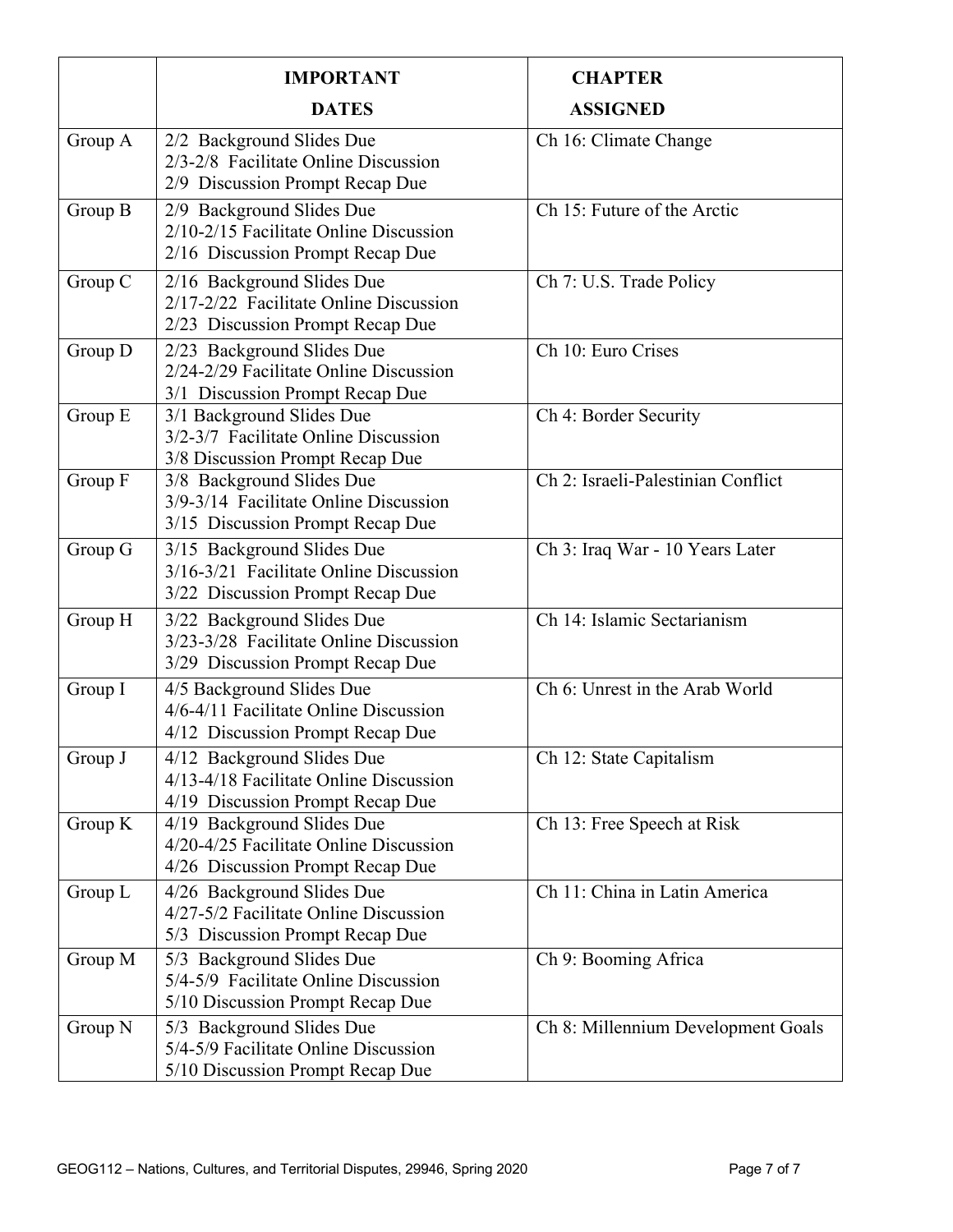| | IMPORTANT DATES | CHAPTER ASSIGNED |
|---|---|---|
| Group A | 2/2 Background Slides Due<br>2/3-2/8 Facilitate Online Discussion<br>2/9 Discussion Prompt Recap Due | Ch 16: Climate Change |
| Group B | 2/9 Background Slides Due<br>2/10-2/15 Facilitate Online Discussion<br>2/16 Discussion Prompt Recap Due | Ch 15: Future of the Arctic |
| Group C | 2/16 Background Slides Due<br>2/17-2/22 Facilitate Online Discussion<br>2/23 Discussion Prompt Recap Due | Ch 7: U.S. Trade Policy |
| Group D | 2/23 Background Slides Due<br>2/24-2/29 Facilitate Online Discussion<br>3/1 Discussion Prompt Recap Due | Ch 10: Euro Crises |
| Group E | 3/1 Background Slides Due<br>3/2-3/7 Facilitate Online Discussion<br>3/8 Discussion Prompt Recap Due | Ch 4: Border Security |
| Group F | 3/8 Background Slides Due<br>3/9-3/14 Facilitate Online Discussion<br>3/15 Discussion Prompt Recap Due | Ch 2: Israeli-Palestinian Conflict |
| Group G | 3/15 Background Slides Due<br>3/16-3/21 Facilitate Online Discussion<br>3/22 Discussion Prompt Recap Due | Ch 3: Iraq War - 10 Years Later |
| Group H | 3/22 Background Slides Due<br>3/23-3/28 Facilitate Online Discussion<br>3/29 Discussion Prompt Recap Due | Ch 14: Islamic Sectarianism |
| Group I | 4/5 Background Slides Due<br>4/6-4/11 Facilitate Online Discussion<br>4/12 Discussion Prompt Recap Due | Ch 6: Unrest in the Arab World |
| Group J | 4/12 Background Slides Due<br>4/13-4/18 Facilitate Online Discussion<br>4/19 Discussion Prompt Recap Due | Ch 12: State Capitalism |
| Group K | 4/19 Background Slides Due<br>4/20-4/25 Facilitate Online Discussion<br>4/26 Discussion Prompt Recap Due | Ch 13: Free Speech at Risk |
| Group L | 4/26 Background Slides Due<br>4/27-5/2 Facilitate Online Discussion<br>5/3 Discussion Prompt Recap Due | Ch 11: China in Latin America |
| Group M | 5/3 Background Slides Due<br>5/4-5/9 Facilitate Online Discussion<br>5/10 Discussion Prompt Recap Due | Ch 9: Booming Africa |
| Group N | 5/3 Background Slides Due<br>5/4-5/9 Facilitate Online Discussion<br>5/10 Discussion Prompt Recap Due | Ch 8: Millennium Development Goals |